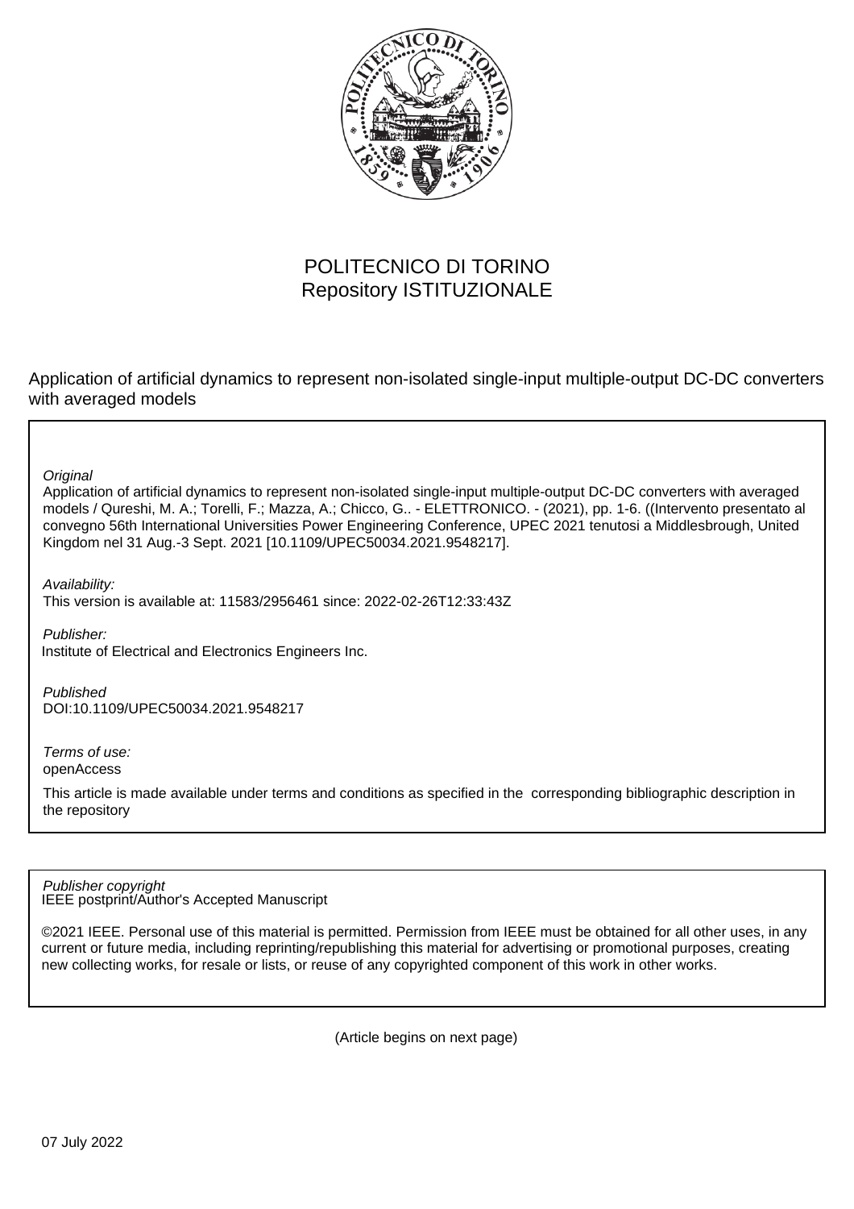POLITECNICO DI TORINO
Repository ISTITUZIONALE

Application of artificial dynamics to represent non-isolated single-input multiple-output DC-DC converters with averaged models

*Original*

Application of artificial dynamics to represent non-isolated single-input multiple-output DC-DC converters with averaged models / Qureshi, M. A.; Torelli, F.; Mazza, A.; Chicco, G.. - ELETTRONICO. - (2021), pp. 1-6. ((Intervento presentato al convegno 56th International Universities Power Engineering Conference, UPEC 2021 tenutosi a Middlesbrough, United Kingdom nel 31 Aug.-3 Sept. 2021 [10.1109/UPEC50034.2021.9548217].

*Availability:*

This version is available at: 11583/2956461 since: 2022-02-26T12:33:43Z

*Publisher:*

Institute of Electrical and Electronics Engineers Inc.

*Published*

DOI:10.1109/UPEC50034.2021.9548217

*Terms of use:*

openAccess

This article is made available under terms and conditions as specified in the corresponding bibliographic description in the repository

*Publisher copyright*

IEEE postprint/Author's Accepted Manuscript

©2021 IEEE. Personal use of this material is permitted. Permission from IEEE must be obtained for all other uses, in any current or future media, including reprinting/republishing this material for advertising or promotional purposes, creating new collecting works, for resale or lists, or reuse of any copyrighted component of this work in other works.

(Article begins on next page)

07 July 2022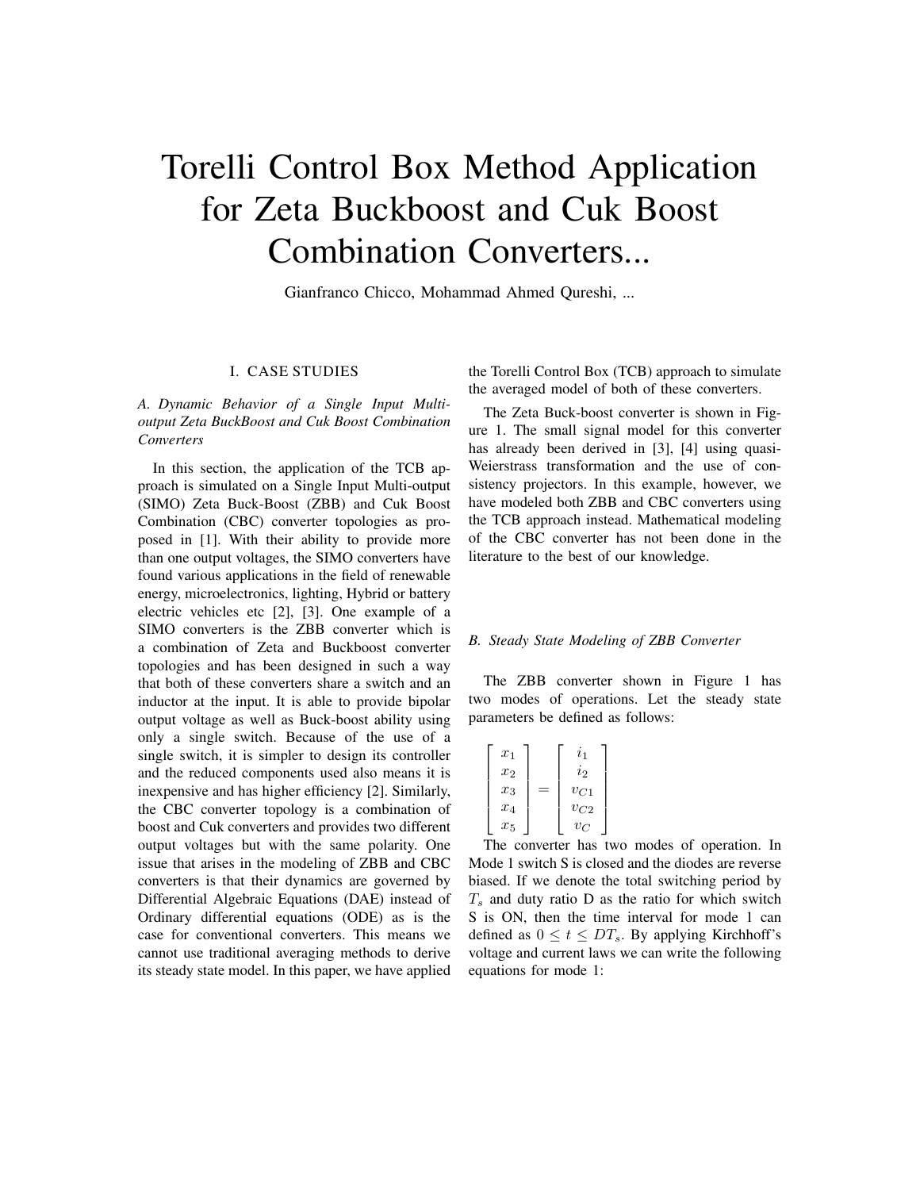# Torelli Control Box Method Application for Zeta Buckboost and Cuk Boost Combination Converters...

Gianfranco Chicco, Mohammad Ahmed Qureshi, ...

## I. Case Studies

### A. Dynamic Behavior of a Single Input Multi-output Zeta BuckBoost and Cuk Boost Combination Converters

In this section, the application of the TCB approach is simulated on a Single Input Multi-output (SIMO) Zeta Buck-Boost (ZBB) and Cuk Boost Combination (CBC) converter topologies as proposed in [1]. With their ability to provide more than one output voltages, the SIMO converters have found various applications in the field of renewable energy, microelectronics, lighting, Hybrid or battery electric vehicles etc [2], [3]. One example of a SIMO converters is the ZBB converter which is a combination of Zeta and Buckboost converter topologies and has been designed in such a way that both of these converters share a switch and an inductor at the input. It is able to provide bipolar output voltage as well as Buck-boost ability using only a single switch. Because of the use of a single switch, it is simpler to design its controller and the reduced components used also means it is inexpensive and has higher efficiency [2]. Similarly, the CBC converter topology is a combination of boost and Cuk converters and provides two different output voltages but with the same polarity. One issue that arises in the modeling of ZBB and CBC converters is that their dynamics are governed by Differential Algebraic Equations (DAE) instead of Ordinary differential equations (ODE) as is the case for conventional converters. This means we cannot use traditional averaging methods to derive its steady state model. In this paper, we have applied the Torelli Control Box (TCB) approach to simulate the averaged model of both of these converters.

The Zeta Buck-boost converter is shown in Figure 1. The small signal model for this converter has already been derived in [3], [4] using quasi-Weierstrass transformation and the use of consistency projectors. In this example, however, we have modeled both ZBB and CBC converters using the TCB approach instead. Mathematical modeling of the CBC converter has not been done in the literature to the best of our knowledge.

### B. Steady State Modeling of ZBB Converter

The ZBB converter shown in Figure 1 has two modes of operations. Let the steady state parameters be defined as follows:

$$\begin{bmatrix} x_1 \\ x_2 \\ x_3 \\ x_4 \\ x_5 \end{bmatrix} = \begin{bmatrix} i_1 \\ i_2 \\ v_{C1} \\ v_{C2} \\ v_C \end{bmatrix}$$

The converter has two modes of operation. In Mode 1 switch S is closed and the diodes are reverse biased. If we denote the total switching period by $T_s$ and duty ratio D as the ratio for which switch S is ON, then the time interval for mode 1 can defined as $0 \leq t \leq DT_s$. By applying Kirchhoff's voltage and current laws we can write the following equations for mode 1: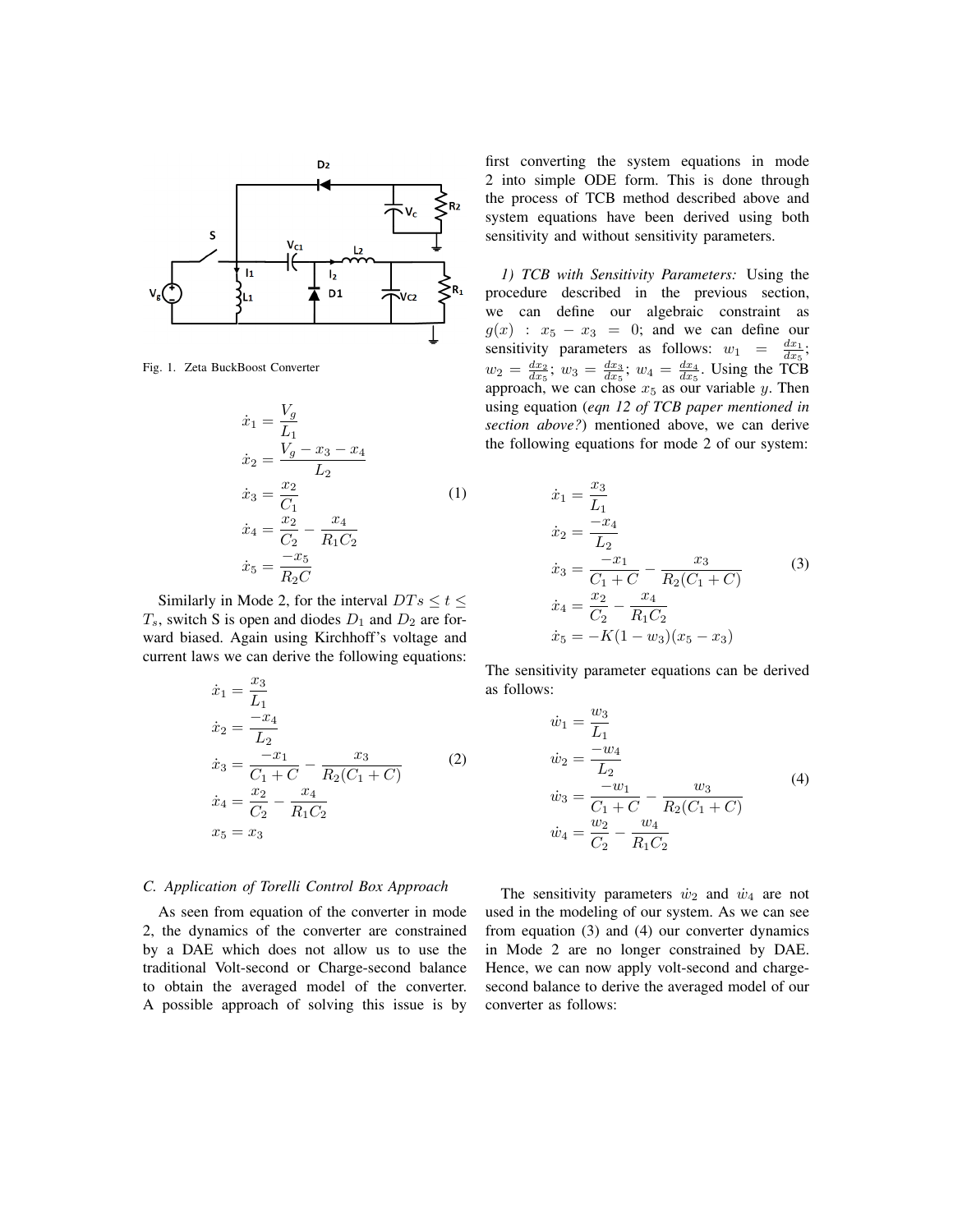Fig. 1. Zeta BuckBoost Converter

$$
\begin{aligned}
\dot{x}_1 &= \frac{V_g}{L_1} \\
\dot{x}_2 &= \frac{V_g - x_3 - x_4}{L_2} \\
\dot{x}_3 &= \frac{x_2}{C_1} \\
\dot{x}_4 &= \frac{x_2}{C_2} - \frac{x_4}{R_1 C_2} \\
\dot{x}_5 &= \frac{-x_5}{R_2 C}
\end{aligned} \tag{1}
$$

Similarly in Mode 2, for the interval $DTs \leq t \leq T_s$, switch S is open and diodes $D_1$ and $D_2$ are forward biased. Again using Kirchhoff's voltage and current laws we can derive the following equations:

$$
\begin{aligned}
\dot{x}_1 &= \frac{x_3}{L_1} \\
\dot{x}_2 &= \frac{-x_4}{L_2} \\
\dot{x}_3 &= \frac{-x_1}{C_1 + C} - \frac{x_3}{R_2(C_1 + C)} \\
\dot{x}_4 &= \frac{x_2}{C_2} - \frac{x_4}{R_1 C_2} \\
x_5 &= x_3
\end{aligned} \tag{2}
$$

### C. Application of Torelli Control Box Approach

As seen from equation of the converter in mode 2, the dynamics of the converter are constrained by a DAE which does not allow us to use the traditional Volt-second or Charge-second balance to obtain the averaged model of the converter. A possible approach of solving this issue is by first converting the system equations in mode 2 into simple ODE form. This is done through the process of TCB method described above and system equations have been derived using both sensitivity and without sensitivity parameters.

*1) TCB with Sensitivity Parameters:* Using the procedure described in the previous section, we can define our algebraic constraint as $g(x) : x_5 - x_3 = 0$; and we can define our sensitivity parameters as follows: $w_1 = \frac{dx_1}{dx_5}$; $w_2 = \frac{dx_2}{dx_5}$; $w_3 = \frac{dx_3}{dx_5}$; $w_4 = \frac{dx_4}{dx_5}$. Using the TCB approach, we can chose $x_5$ as our variable $y$. Then using equation (*eqn 12 of TCB paper mentioned in section above?*) mentioned above, we can derive the following equations for mode 2 of our system:

$$
\begin{aligned}
\dot{x}_1 &= \frac{x_3}{L_1} \\
\dot{x}_2 &= \frac{-x_4}{L_2} \\
\dot{x}_3 &= \frac{-x_1}{C_1 + C} - \frac{x_3}{R_2(C_1 + C)} \\
\dot{x}_4 &= \frac{x_2}{C_2} - \frac{x_4}{R_1 C_2} \\
\dot{x}_5 &= -K(1 - w_3)(x_5 - x_3)
\end{aligned} \tag{3}
$$

The sensitivity parameter equations can be derived as follows:

$$
\begin{aligned}
\dot{w}_1 &= \frac{w_3}{L_1} \\
\dot{w}_2 &= \frac{-w_4}{L_2} \\
\dot{w}_3 &= \frac{-w_1}{C_1 + C} - \frac{w_3}{R_2(C_1 + C)} \\
\dot{w}_4 &= \frac{w_2}{C_2} - \frac{w_4}{R_1 C_2}
\end{aligned} \tag{4}
$$

The sensitivity parameters $\dot{w}_2$ and $\dot{w}_4$ are not used in the modeling of our system. As we can see from equation (3) and (4) our converter dynamics in Mode 2 are no longer constrained by DAE. Hence, we can now apply volt-second and charge-second balance to derive the averaged model of our converter as follows: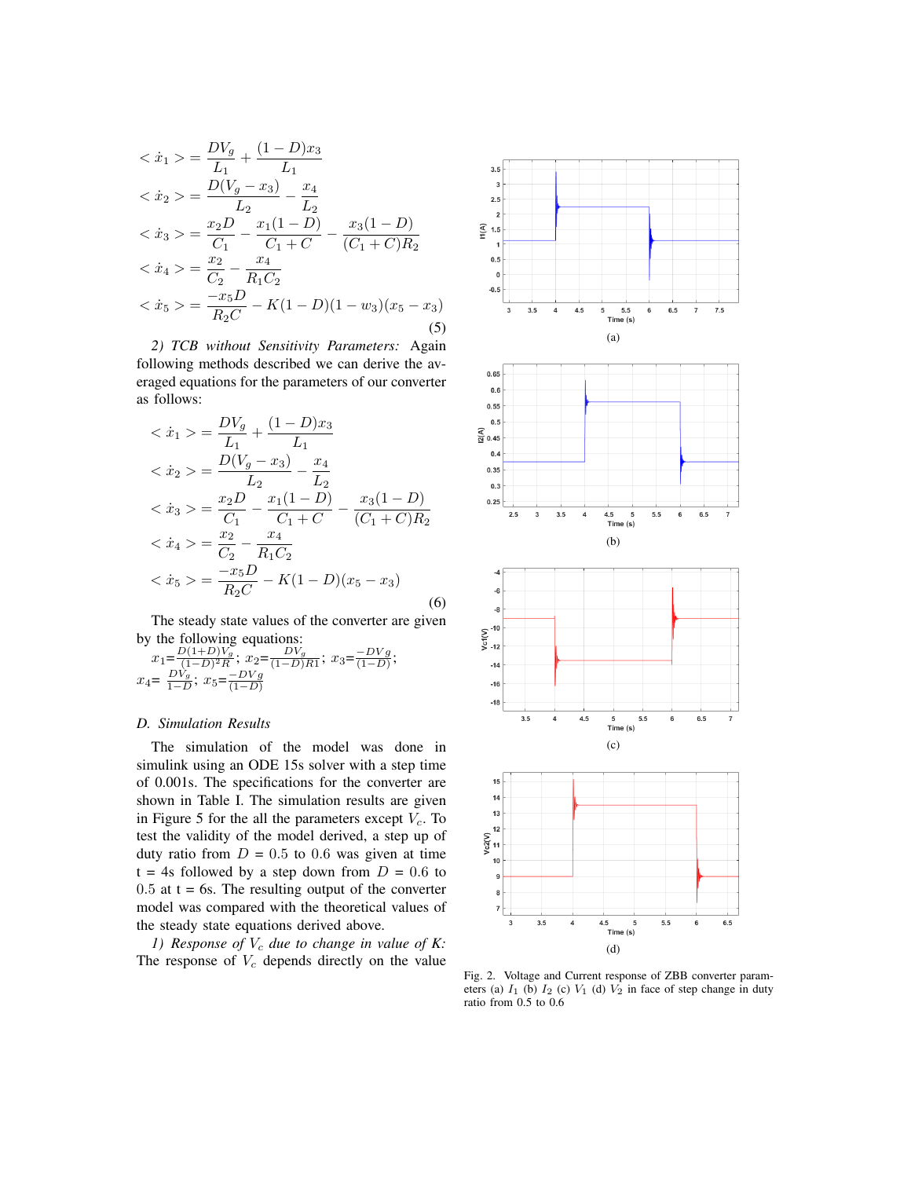$$
\begin{aligned}
<\dot{x}_1> &= \frac{DV_g}{L_1} + \frac{(1-D)x_3}{L_1} \\
<\dot{x}_2> &= \frac{D(V_g - x_3)}{L_2} - \frac{x_4}{L_2} \\
<\dot{x}_3> &= \frac{x_2 D}{C_1} - \frac{x_1(1-D)}{C_1 + C} - \frac{x_3(1-D)}{(C_1+C)R_2} \\
<\dot{x}_4> &= \frac{x_2}{C_2} - \frac{x_4}{R_1 C_2} \\
<\dot{x}_5> &= \frac{-x_5 D}{R_2 C} - K(1-D)(1-w_3)(x_5 - x_3)
\end{aligned}
\tag{5}
$$

*2) TCB without Sensitivity Parameters:* Again following methods described we can derive the averaged equations for the parameters of our converter as follows:

$$
\begin{aligned}
<\dot{x}_1> &= \frac{DV_g}{L_1} + \frac{(1-D)x_3}{L_1} \\
<\dot{x}_2> &= \frac{D(V_g - x_3)}{L_2} - \frac{x_4}{L_2} \\
<\dot{x}_3> &= \frac{x_2 D}{C_1} - \frac{x_1(1-D)}{C_1 + C} - \frac{x_3(1-D)}{(C_1+C)R_2} \\
<\dot{x}_4> &= \frac{x_2}{C_2} - \frac{x_4}{R_1 C_2} \\
<\dot{x}_5> &= \frac{-x_5 D}{R_2 C} - K(1-D)(x_5 - x_3)
\end{aligned}
\tag{6}
$$

The steady state values of the converter are given by the following equations:
$x_1 = \frac{D(1+D)V_g}{(1-D)^2 R}$; $x_2 = \frac{DV_g}{(1-D)R1}$; $x_3 = \frac{-DVg}{(1-D)}$; $x_4 = \frac{DV_g}{1-D}$; $x_5 = \frac{-DVg}{(1-D)}$

### D. Simulation Results

The simulation of the model was done in simulink using an ODE 15s solver with a step time of 0.001s. The specifications for the converter are shown in Table I. The simulation results are given in Figure 5 for the all the parameters except $V_c$. To test the validity of the model derived, a step up of duty ratio from $D = 0.5$ to $0.6$ was given at time t = 4s followed by a step down from $D = 0.6$ to $0.5$ at t = 6s. The resulting output of the converter model was compared with the theoretical values of the steady state equations derived above.

*1) Response of $V_c$ due to change in value of K:* The response of $V_c$ depends directly on the value

Fig. 2. Voltage and Current response of ZBB converter parameters (a) $I_1$ (b) $I_2$ (c) $V_1$ (d) $V_2$ in face of step change in duty ratio from 0.5 to 0.6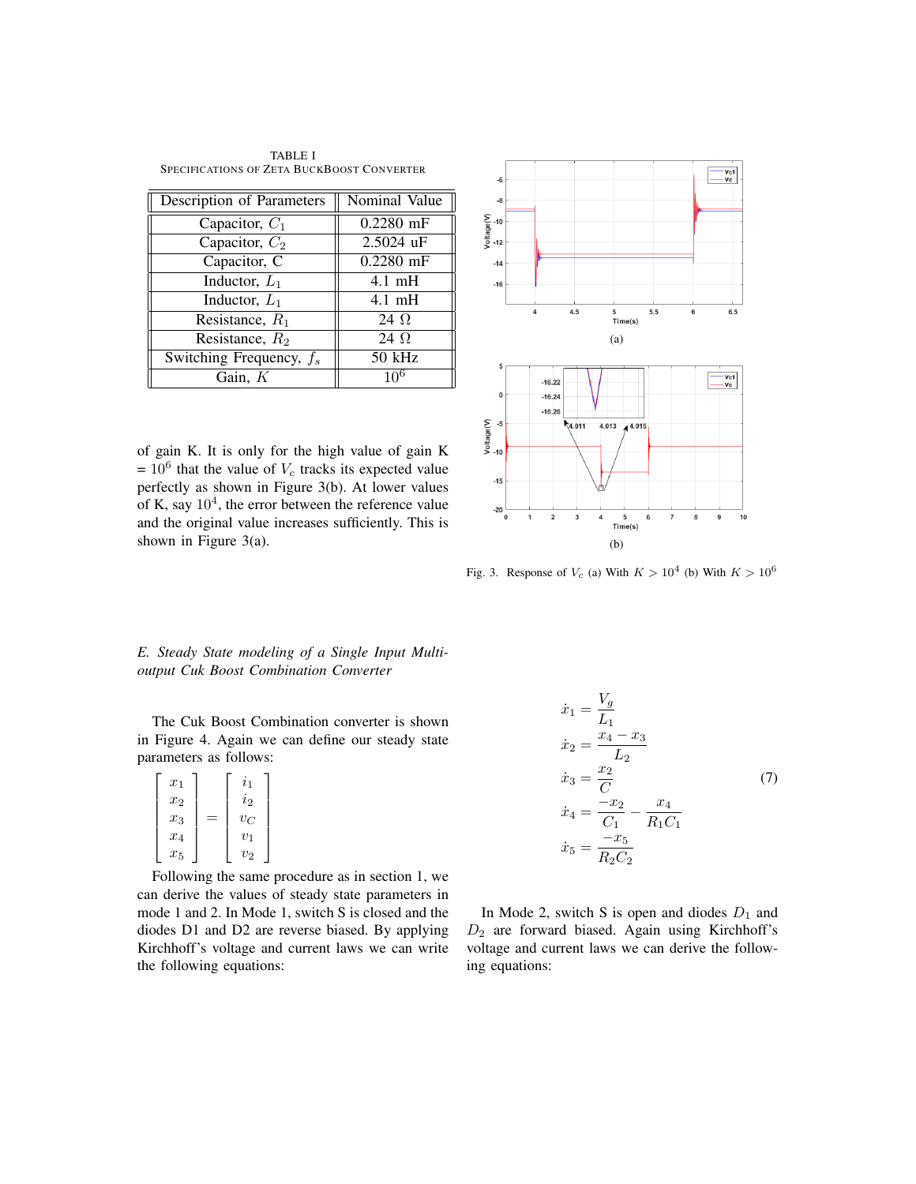TABLE I
SPECIFICATIONS OF ZETA BUCKBOOST CONVERTER

| Description of Parameters | Nominal Value |
| --- | --- |
| Capacitor, $C_1$ | 0.2280 mF |
| Capacitor, $C_2$ | 2.5024 uF |
| Capacitor, C | 0.2280 mF |
| Inductor, $L_1$ | 4.1 mH |
| Inductor, $L_1$ | 4.1 mH |
| Resistance, $R_1$ | 24 $\Omega$ |
| Resistance, $R_2$ | 24 $\Omega$ |
| Switching Frequency, $f_s$ | 50 kHz |
| Gain, $K$ | $10^6$ |

of gain K. It is only for the high value of gain K = $10^6$ that the value of $V_c$ tracks its expected value perfectly as shown in Figure 3(b). At lower values of K, say $10^4$, the error between the reference value and the original value increases sufficiently. This is shown in Figure 3(a).

Fig. 3. Response of $V_c$ (a) With $K > 10^4$ (b) With $K > 10^6$

### E. Steady State modeling of a Single Input Multi-output Cuk Boost Combination Converter

The Cuk Boost Combination converter is shown in Figure 4. Again we can define our steady state parameters as follows:

$$
\begin{bmatrix} x_1 \\ x_2 \\ x_3 \\ x_4 \\ x_5 \end{bmatrix} = \begin{bmatrix} i_1 \\ i_2 \\ v_C \\ v_1 \\ v_2 \end{bmatrix}
$$

Following the same procedure as in section 1, we can derive the values of steady state parameters in mode 1 and 2. In Mode 1, switch S is closed and the diodes D1 and D2 are reverse biased. By applying Kirchhoff's voltage and current laws we can write the following equations:

$$
\begin{aligned}
\dot{x}_1 &= \frac{V_g}{L_1} \\
\dot{x}_2 &= \frac{x_4 - x_3}{L_2} \\
\dot{x}_3 &= \frac{x_2}{C} \\
\dot{x}_4 &= \frac{-x_2}{C_1} - \frac{x_4}{R_1 C_1} \\
\dot{x}_5 &= \frac{-x_5}{R_2 C_2}
\end{aligned} \tag{7}
$$

In Mode 2, switch S is open and diodes $D_1$ and $D_2$ are forward biased. Again using Kirchhoff's voltage and current laws we can derive the following equations: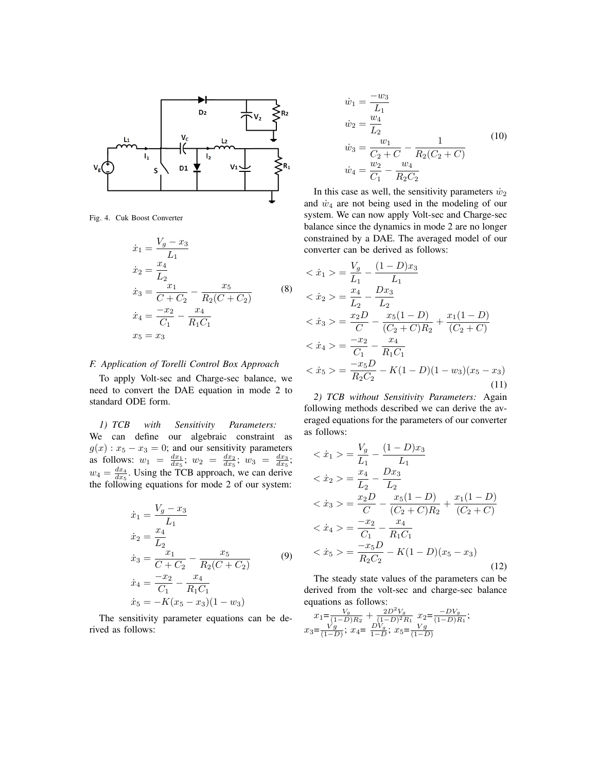Fig. 4. Cuk Boost Converter

$$
\begin{aligned}
\dot{x}_1 &= \frac{V_g - x_3}{L_1} \\
\dot{x}_2 &= \frac{x_4}{L_2} \\
\dot{x}_3 &= \frac{x_1}{C + C_2} - \frac{x_5}{R_2(C + C_2)} \\
\dot{x}_4 &= \frac{-x_2}{C_1} - \frac{x_4}{R_1 C_1} \\
x_5 &= x_3
\end{aligned}
\tag{8}
$$

### F. Application of Torelli Control Box Approach

To apply Volt-sec and Charge-sec balance, we need to convert the DAE equation in mode 2 to standard ODE form.

*1) TCB with Sensitivity Parameters:* We can define our algebraic constraint as $g(x) : x_5 - x_3 = 0$; and our sensitivity parameters as follows: $w_1 = \frac{dx_1}{dx_5}$; $w_2 = \frac{dx_2}{dx_5}$; $w_3 = \frac{dx_3}{dx_5}$; $w_4 = \frac{dx_4}{dx_5}$. Using the TCB approach, we can derive the following equations for mode 2 of our system:

$$
\begin{aligned}
\dot{x}_1 &= \frac{V_g - x_3}{L_1} \\
\dot{x}_2 &= \frac{x_4}{L_2} \\
\dot{x}_3 &= \frac{x_1}{C + C_2} - \frac{x_5}{R_2(C + C_2)} \\
\dot{x}_4 &= \frac{-x_2}{C_1} - \frac{x_4}{R_1 C_1} \\
\dot{x}_5 &= -K(x_5 - x_3)(1 - w_3)
\end{aligned}
\tag{9}
$$

The sensitivity parameter equations can be derived as follows:

$$
\begin{aligned}
\dot{w}_1 &= \frac{-w_3}{L_1} \\
\dot{w}_2 &= \frac{w_4}{L_2} \\
\dot{w}_3 &= \frac{w_1}{C_2 + C} - \frac{1}{R_2(C_2 + C)} \\
\dot{w}_4 &= \frac{w_2}{C_1} - \frac{w_4}{R_2 C_2}
\end{aligned}
\tag{10}
$$

In this case as well, the sensitivity parameters $\dot{w}_2$ and $\dot{w}_4$ are not being used in the modeling of our system. We can now apply Volt-sec and Charge-sec balance since the dynamics in mode 2 are no longer constrained by a DAE. The averaged model of our converter can be derived as follows:

$$
\begin{aligned}
<\dot{x}_1> &= \frac{V_g}{L_1} - \frac{(1-D)x_3}{L_1} \\
<\dot{x}_2> &= \frac{x_4}{L_2} - \frac{D x_3}{L_2} \\
<\dot{x}_3> &= \frac{x_2 D}{C} - \frac{x_5(1-D)}{(C_2 + C)R_2} + \frac{x_1(1-D)}{(C_2 + C)} \\
<\dot{x}_4> &= \frac{-x_2}{C_1} - \frac{x_4}{R_1 C_1} \\
<\dot{x}_5> &= \frac{-x_5 D}{R_2 C_2} - K(1-D)(1-w_3)(x_5 - x_3)
\end{aligned}
\tag{11}
$$

*2) TCB without Sensitivity Parameters:* Again following methods described we can derive the averaged equations for the parameters of our converter as follows:

$$
\begin{aligned}
<\dot{x}_1> &= \frac{V_g}{L_1} - \frac{(1-D)x_3}{L_1} \\
<\dot{x}_2> &= \frac{x_4}{L_2} - \frac{D x_3}{L_2} \\
<\dot{x}_3> &= \frac{x_2 D}{C} - \frac{x_5(1-D)}{(C_2 + C)R_2} + \frac{x_1(1-D)}{(C_2 + C)} \\
<\dot{x}_4> &= \frac{-x_2}{C_1} - \frac{x_4}{R_1 C_1} \\
<\dot{x}_5> &= \frac{-x_5 D}{R_2 C_2} - K(1-D)(x_5 - x_3)
\end{aligned}
\tag{12}
$$

The steady state values of the parameters can be derived from the volt-sec and charge-sec balance equations as follows:

$x_1 = \frac{V_g}{(1-D)R_2} + \frac{2D^2 V_g}{(1-D)^2 R_1}$ $x_2 = \frac{-D V_g}{(1-D)R_1}$; $x_3 = \frac{Vg}{(1-D)}$; $x_4 = \frac{D V_g}{1-D}$; $x_5 = \frac{Vg}{(1-D)}$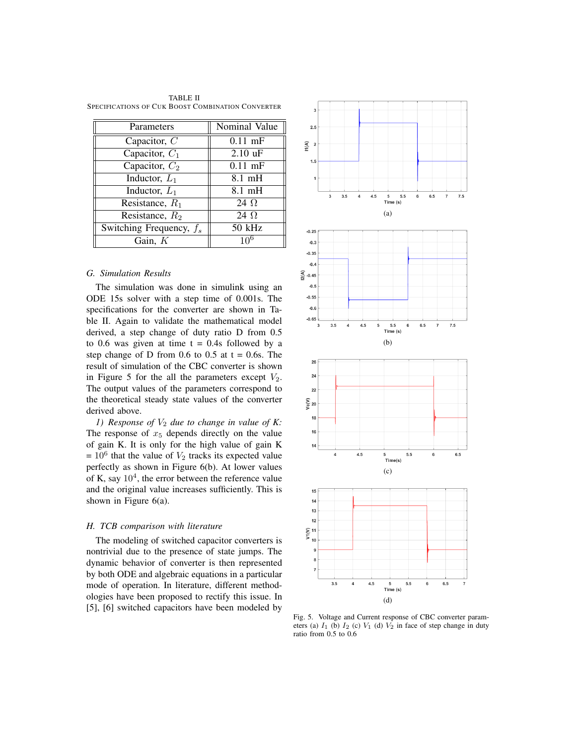TABLE II
SPECIFICATIONS OF CUK BOOST COMBINATION CONVERTER

| Parameters | Nominal Value |
|---|---|
| Capacitor, $C$ | 0.11 mF |
| Capacitor, $C_1$ | 2.10 uF |
| Capacitor, $C_2$ | 0.11 mF |
| Inductor, $L_1$ | 8.1 mH |
| Inductor, $L_1$ | 8.1 mH |
| Resistance, $R_1$ | 24 $\Omega$ |
| Resistance, $R_2$ | 24 $\Omega$ |
| Switching Frequency, $f_s$ | 50 kHz |
| Gain, $K$ | $10^6$ |

### G. Simulation Results

The simulation was done in simulink using an ODE 15s solver with a step time of 0.001s. The specifications for the converter are shown in Table II. Again to validate the mathematical model derived, a step change of duty ratio D from 0.5 to 0.6 was given at time t = 0.4s followed by a step change of D from 0.6 to 0.5 at t = 0.6s. The result of simulation of the CBC converter is shown in Figure 5 for the all the parameters except $V_2$. The output values of the parameters correspond to the theoretical steady state values of the converter derived above.

*1) Response of $V_2$ due to change in value of K:* The response of $x_5$ depends directly on the value of gain K. It is only for the high value of gain K = $10^6$ that the value of $V_2$ tracks its expected value perfectly as shown in Figure 6(b). At lower values of K, say $10^4$, the error between the reference value and the original value increases sufficiently. This is shown in Figure 6(a).

### H. TCB comparison with literature

The modeling of switched capacitor converters is nontrivial due to the presence of state jumps. The dynamic behavior of converter is then represented by both ODE and algebraic equations in a particular mode of operation. In literature, different methodologies have been proposed to rectify this issue. In [5], [6] switched capacitors have been modeled by

(a)

(b)

(c)

(d)

Fig. 5. Voltage and Current response of CBC converter parameters (a) $I_1$ (b) $I_2$ (c) $V_1$ (d) $V_2$ in face of step change in duty ratio from 0.5 to 0.6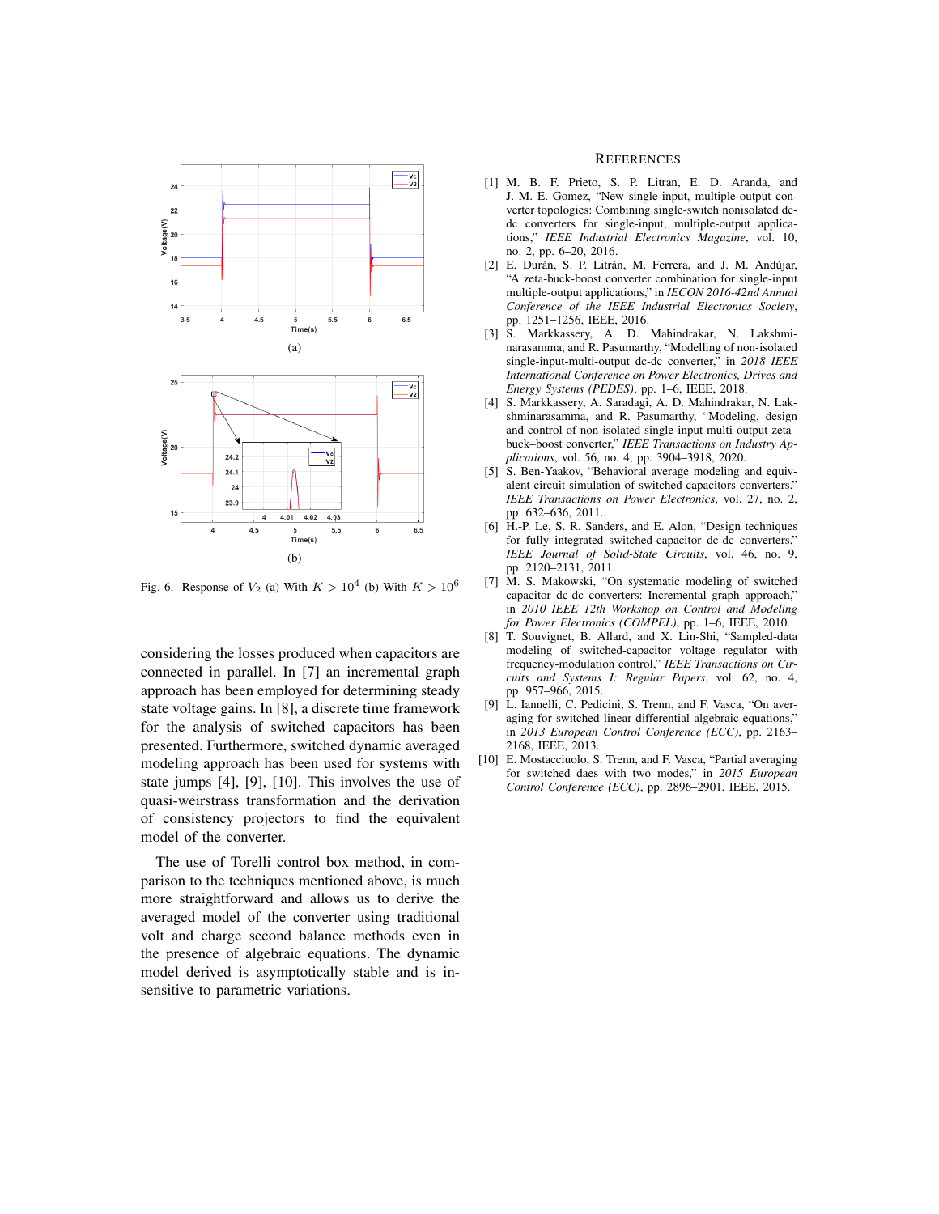24
22
20
18
16
14
Voltage(V)
3.5
4
4.5
5
5.5
6
6.5
Time(s)
Vc
V2

(a)

25
20
15
Voltage(V)
4
4.5
5
5.5
6
6.5
Time(s)
Vc
V2
24.2
24.1
24
23.9
4
4.01
4.02
4.03
Vc
V2

(b)

Fig. 6. Response of $V_2$ (a) With $K > 10^4$ (b) With $K > 10^6$

considering the losses produced when capacitors are connected in parallel. In [7] an incremental graph approach has been employed for determining steady state voltage gains. In [8], a discrete time framework for the analysis of switched capacitors has been presented. Furthermore, switched dynamic averaged modeling approach has been used for systems with state jumps [4], [9], [10]. This involves the use of quasi-weirstrass transformation and the derivation of consistency projectors to find the equivalent model of the converter.

The use of Torelli control box method, in comparison to the techniques mentioned above, is much more straightforward and allows us to derive the averaged model of the converter using traditional volt and charge second balance methods even in the presence of algebraic equations. The dynamic model derived is asymptotically stable and is insensitive to parametric variations.

# References

[1] M. B. F. Prieto, S. P. Litran, E. D. Aranda, and J. M. E. Gomez, "New single-input, multiple-output converter topologies: Combining single-switch nonisolated dc-dc converters for single-input, multiple-output applications," *IEEE Industrial Electronics Magazine*, vol. 10, no. 2, pp. 6–20, 2016.

[2] E. Durán, S. P. Litrán, M. Ferrera, and J. M. Andújar, "A zeta-buck-boost converter combination for single-input multiple-output applications," in *IECON 2016-42nd Annual Conference of the IEEE Industrial Electronics Society*, pp. 1251–1256, IEEE, 2016.

[3] S. Markkassery, A. D. Mahindrakar, N. Lakshminarasamma, and R. Pasumarthy, "Modelling of non-isolated single-input-multi-output dc-dc converter," in *2018 IEEE International Conference on Power Electronics, Drives and Energy Systems (PEDES)*, pp. 1–6, IEEE, 2018.

[4] S. Markkassery, A. Saradagi, A. D. Mahindrakar, N. Lakshminarasamma, and R. Pasumarthy, "Modeling, design and control of non-isolated single-input multi-output zeta–buck–boost converter," *IEEE Transactions on Industry Applications*, vol. 56, no. 4, pp. 3904–3918, 2020.

[5] S. Ben-Yaakov, "Behavioral average modeling and equivalent circuit simulation of switched capacitors converters," *IEEE Transactions on Power Electronics*, vol. 27, no. 2, pp. 632–636, 2011.

[6] H.-P. Le, S. R. Sanders, and E. Alon, "Design techniques for fully integrated switched-capacitor dc-dc converters," *IEEE Journal of Solid-State Circuits*, vol. 46, no. 9, pp. 2120–2131, 2011.

[7] M. S. Makowski, "On systematic modeling of switched capacitor dc-dc converters: Incremental graph approach," in *2010 IEEE 12th Workshop on Control and Modeling for Power Electronics (COMPEL)*, pp. 1–6, IEEE, 2010.

[8] T. Souvignet, B. Allard, and X. Lin-Shi, "Sampled-data modeling of switched-capacitor voltage regulator with frequency-modulation control," *IEEE Transactions on Circuits and Systems I: Regular Papers*, vol. 62, no. 4, pp. 957–966, 2015.

[9] L. Iannelli, C. Pedicini, S. Trenn, and F. Vasca, "On averaging for switched linear differential algebraic equations," in *2013 European Control Conference (ECC)*, pp. 2163–2168, IEEE, 2013.

[10] E. Mostacciuolo, S. Trenn, and F. Vasca, "Partial averaging for switched daes with two modes," in *2015 European Control Conference (ECC)*, pp. 2896–2901, IEEE, 2015.